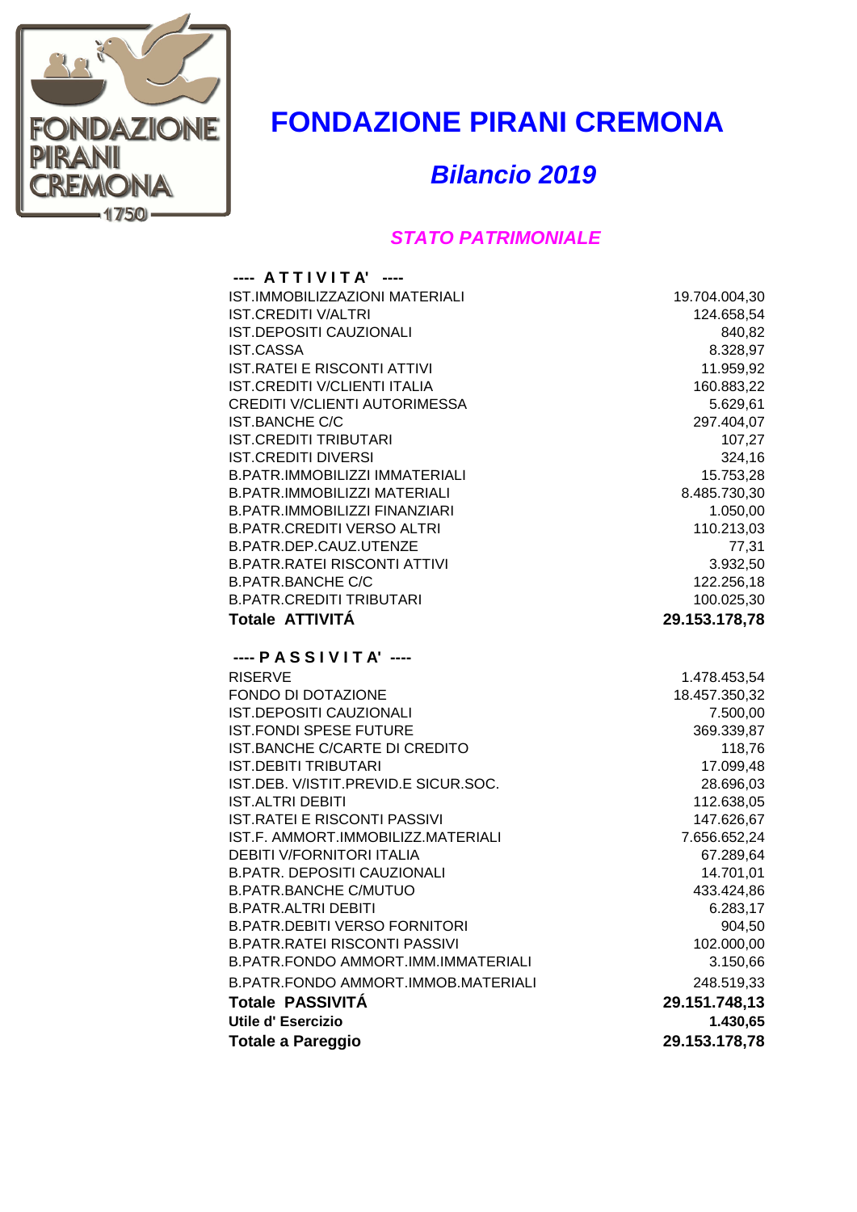# FONDAZIONE PIRANI CREMONA

## *Bilancio 2019*

### *STATO PATRIMONIALE*

| **---- A T T I V I T A' ----** | |
|---|---:|
| IST.IMMOBILIZZAZIONI MATERIALI | 19.704.004,30 |
| IST.CREDITI V/ALTRI | 124.658,54 |
| IST.DEPOSITI CAUZIONALI | 840,82 |
| IST.CASSA | 8.328,97 |
| IST.RATEI E RISCONTI ATTIVI | 11.959,92 |
| IST.CREDITI V/CLIENTI ITALIA | 160.883,22 |
| CREDITI V/CLIENTI AUTORIMESSA | 5.629,61 |
| IST.BANCHE C/C | 297.404,07 |
| IST.CREDITI TRIBUTARI | 107,27 |
| IST.CREDITI DIVERSI | 324,16 |
| B.PATR.IMMOBILIZZI IMMATERIALI | 15.753,28 |
| B.PATR.IMMOBILIZZI MATERIALI | 8.485.730,30 |
| B.PATR.IMMOBILIZZI FINANZIARI | 1.050,00 |
| B.PATR.CREDITI VERSO ALTRI | 110.213,03 |
| B.PATR.DEP.CAUZ.UTENZE | 77,31 |
| B.PATR.RATEI RISCONTI ATTIVI | 3.932,50 |
| B.PATR.BANCHE C/C | 122.256,18 |
| B.PATR.CREDITI TRIBUTARI | 100.025,30 |
| **Totale ATTIVITÁ** | **29.153.178,78** |

| **---- P A S S I V I T A' ----** | |
|---|---:|
| RISERVE | 1.478.453,54 |
| FONDO DI DOTAZIONE | 18.457.350,32 |
| IST.DEPOSITI CAUZIONALI | 7.500,00 |
| IST.FONDI SPESE FUTURE | 369.339,87 |
| IST.BANCHE C/CARTE DI CREDITO | 118,76 |
| IST.DEBITI TRIBUTARI | 17.099,48 |
| IST.DEB. V/ISTIT.PREVID.E SICUR.SOC. | 28.696,03 |
| IST.ALTRI DEBITI | 112.638,05 |
| IST.RATEI E RISCONTI PASSIVI | 147.626,67 |
| IST.F. AMMORT.IMMOBILIZZ.MATERIALI | 7.656.652,24 |
| DEBITI V/FORNITORI ITALIA | 67.289,64 |
| B.PATR. DEPOSITI CAUZIONALI | 14.701,01 |
| B.PATR.BANCHE C/MUTUO | 433.424,86 |
| B.PATR.ALTRI DEBITI | 6.283,17 |
| B.PATR.DEBITI VERSO FORNITORI | 904,50 |
| B.PATR.RATEI RISCONTI PASSIVI | 102.000,00 |
| B.PATR.FONDO AMMORT.IMM.IMMATERIALI | 3.150,66 |
| B.PATR.FONDO AMMORT.IMMOB.MATERIALI | 248.519,33 |
| **Totale PASSIVITÁ** | **29.151.748,13** |
| **Utile d' Esercizio** | **1.430,65** |
| **Totale a Pareggio** | **29.153.178,78** |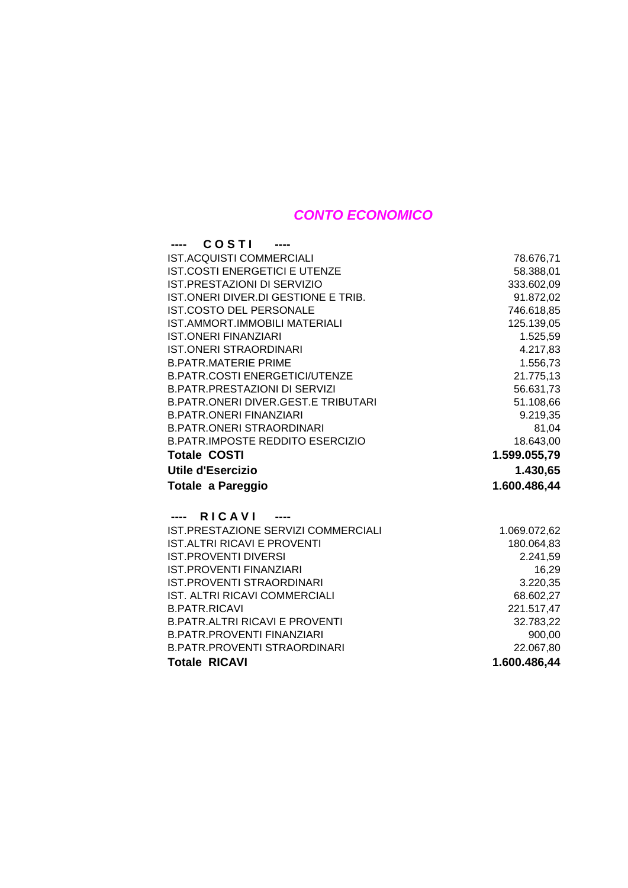# *CONTO ECONOMICO*

| **---- C O S T I ----** | |
|---|---|
| IST.ACQUISTI COMMERCIALI | 78.676,71 |
| IST.COSTI ENERGETICI E UTENZE | 58.388,01 |
| IST.PRESTAZIONI DI SERVIZIO | 333.602,09 |
| IST.ONERI DIVER.DI GESTIONE E TRIB. | 91.872,02 |
| IST.COSTO DEL PERSONALE | 746.618,85 |
| IST.AMMORT.IMMOBILI MATERIALI | 125.139,05 |
| IST.ONERI FINANZIARI | 1.525,59 |
| IST.ONERI STRAORDINARI | 4.217,83 |
| B.PATR.MATERIE PRIME | 1.556,73 |
| B.PATR.COSTI ENERGETICI/UTENZE | 21.775,13 |
| B.PATR.PRESTAZIONI DI SERVIZI | 56.631,73 |
| B.PATR.ONERI DIVER.GEST.E TRIBUTARI | 51.108,66 |
| B.PATR.ONERI FINANZIARI | 9.219,35 |
| B.PATR.ONERI STRAORDINARI | 81,04 |
| B.PATR.IMPOSTE REDDITO ESERCIZIO | 18.643,00 |
| **Totale COSTI** | **1.599.055,79** |
| **Utile d'Esercizio** | **1.430,65** |
| **Totale a Pareggio** | **1.600.486,44** |

| **---- R I C A V I ----** | |
|---|---|
| IST.PRESTAZIONE SERVIZI COMMERCIALI | 1.069.072,62 |
| IST.ALTRI RICAVI E PROVENTI | 180.064,83 |
| IST.PROVENTI DIVERSI | 2.241,59 |
| IST.PROVENTI FINANZIARI | 16,29 |
| IST.PROVENTI STRAORDINARI | 3.220,35 |
| IST. ALTRI RICAVI COMMERCIALI | 68.602,27 |
| B.PATR.RICAVI | 221.517,47 |
| B.PATR.ALTRI RICAVI E PROVENTI | 32.783,22 |
| B.PATR.PROVENTI FINANZIARI | 900,00 |
| B.PATR.PROVENTI STRAORDINARI | 22.067,80 |
| **Totale RICAVI** | **1.600.486,44** |